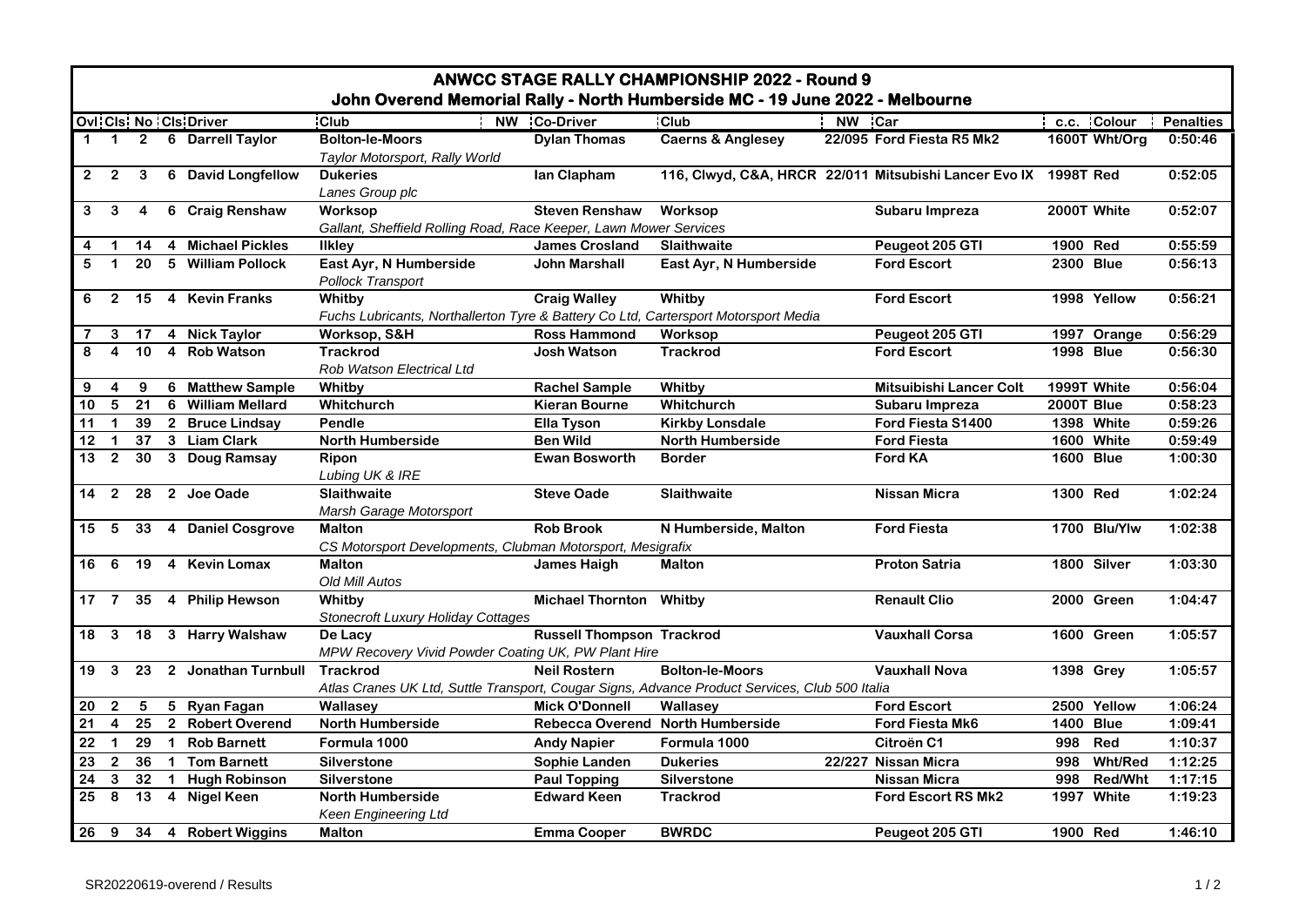# ANWCC STAGE RALLY CHAMPIONSHIP 2022 - Round 9

## John Overend Memorial Rally - North Humberside MC - 19 June 2022 - Melbourne

| Ovl | Cls | No | Cls | Driver | Club | NW | Co-Driver | Club | NW | Car | c.c. | Colour | Penalties |
|---|---|---|---|---|---|---|---|---|---|---|---|---|---|
| 1 | 1 | 2 | 6 | Darrell Taylor | Bolton-le-Moors<br>*Taylor Motorsport, Rally World* | | Dylan Thomas | Caerns & Anglesey | 22/095 | Ford Fiesta R5 Mk2 | 1600T | Wht/Org | 0:50:46 |
| 2 | 2 | 3 | 6 | David Longfellow | Dukeries<br>*Lanes Group plc* | | Ian Clapham | 116, Clwyd, C&A, HRCR | 22/011 | Mitsubishi Lancer Evo IX | 1998T | Red | 0:52:05 |
| 3 | 3 | 4 | 6 | Craig Renshaw | Worksop<br>*Gallant, Sheffield Rolling Road, Race Keeper, Lawn Mower Services* | | Steven Renshaw | Worksop | | Subaru Impreza | 2000T | White | 0:52:07 |
| 4 | 1 | 14 | 4 | Michael Pickles | Ilkley | | James Crosland | Slaithwaite | | Peugeot 205 GTI | 1900 | Red | 0:55:59 |
| 5 | 1 | 20 | 5 | William Pollock | East Ayr, N Humberside<br>*Pollock Transport* | | John Marshall | East Ayr, N Humberside | | Ford Escort | 2300 | Blue | 0:56:13 |
| 6 | 2 | 15 | 4 | Kevin Franks | Whitby<br>*Fuchs Lubricants, Northallerton Tyre & Battery Co Ltd, Cartersport Motorsport Media* | | Craig Walley | Whitby | | Ford Escort | 1998 | Yellow | 0:56:21 |
| 7 | 3 | 17 | 4 | Nick Taylor | Worksop, S&H | | Ross Hammond | Worksop | | Peugeot 205 GTI | 1997 | Orange | 0:56:29 |
| 8 | 4 | 10 | 4 | Rob Watson | Trackrod<br>*Rob Watson Electrical Ltd* | | Josh Watson | Trackrod | | Ford Escort | 1998 | Blue | 0:56:30 |
| 9 | 4 | 9 | 6 | Matthew Sample | Whitby | | Rachel Sample | Whitby | | Mitsuibishi Lancer Colt | 1999T | White | 0:56:04 |
| 10 | 5 | 21 | 6 | William Mellard | Whitchurch | | Kieran Bourne | Whitchurch | | Subaru Impreza | 2000T | Blue | 0:58:23 |
| 11 | 1 | 39 | 2 | Bruce Lindsay | Pendle | | Ella Tyson | Kirkby Lonsdale | | Ford Fiesta S1400 | 1398 | White | 0:59:26 |
| 12 | 1 | 37 | 3 | Liam Clark | North Humberside | | Ben Wild | North Humberside | | Ford Fiesta | 1600 | White | 0:59:49 |
| 13 | 2 | 30 | 3 | Doug Ramsay | Ripon<br>*Lubing UK & IRE* | | Ewan Bosworth | Border | | Ford KA | 1600 | Blue | 1:00:30 |
| 14 | 2 | 28 | 2 | Joe Oade | Slaithwaite<br>*Marsh Garage Motorsport* | | Steve Oade | Slaithwaite | | Nissan Micra | 1300 | Red | 1:02:24 |
| 15 | 5 | 33 | 4 | Daniel Cosgrove | Malton<br>*CS Motorsport Developments, Clubman Motorsport, Mesigrafix* | | Rob Brook | N Humberside, Malton | | Ford Fiesta | 1700 | Blu/Ylw | 1:02:38 |
| 16 | 6 | 19 | 4 | Kevin Lomax | Malton<br>*Old Mill Autos* | | James Haigh | Malton | | Proton Satria | 1800 | Silver | 1:03:30 |
| 17 | 7 | 35 | 4 | Philip Hewson | Whitby<br>*Stonecroft Luxury Holiday Cottages* | | Michael Thornton | Whitby | | Renault Clio | 2000 | Green | 1:04:47 |
| 18 | 3 | 18 | 3 | Harry Walshaw | De Lacy<br>*MPW Recovery Vivid Powder Coating UK, PW Plant Hire* | | Russell Thompson | Trackrod | | Vauxhall Corsa | 1600 | Green | 1:05:57 |
| 19 | 3 | 23 | 2 | Jonathan Turnbull | Trackrod<br>*Atlas Cranes UK Ltd, Suttle Transport, Cougar Signs, Advance Product Services, Club 500 Italia* | | Neil Rostern | Bolton-le-Moors | | Vauxhall Nova | 1398 | Grey | 1:05:57 |
| 20 | 2 | 5 | 5 | Ryan Fagan | Wallasey | | Mick O'Donnell | Wallasey | | Ford Escort | 2500 | Yellow | 1:06:24 |
| 21 | 4 | 25 | 2 | Robert Overend | North Humberside | | Rebecca Overend | North Humberside | | Ford Fiesta Mk6 | 1400 | Blue | 1:09:41 |
| 22 | 1 | 29 | 1 | Rob Barnett | Formula 1000 | | Andy Napier | Formula 1000 | | Citroën C1 | 998 | Red | 1:10:37 |
| 23 | 2 | 36 | 1 | Tom Barnett | Silverstone | | Sophie Landen | Dukeries | 22/227 | Nissan Micra | 998 | Wht/Red | 1:12:25 |
| 24 | 3 | 32 | 1 | Hugh Robinson | Silverstone | | Paul Topping | Silverstone | | Nissan Micra | 998 | Red/Wht | 1:17:15 |
| 25 | 8 | 13 | 4 | Nigel Keen | North Humberside<br>*Keen Engineering Ltd* | | Edward Keen | Trackrod | | Ford Escort RS Mk2 | 1997 | White | 1:19:23 |
| 26 | 9 | 34 | 4 | Robert Wiggins | Malton | | Emma Cooper | BWRDC | | Peugeot 205 GTI | 1900 | Red | 1:46:10 |

SR20220619-overend / Results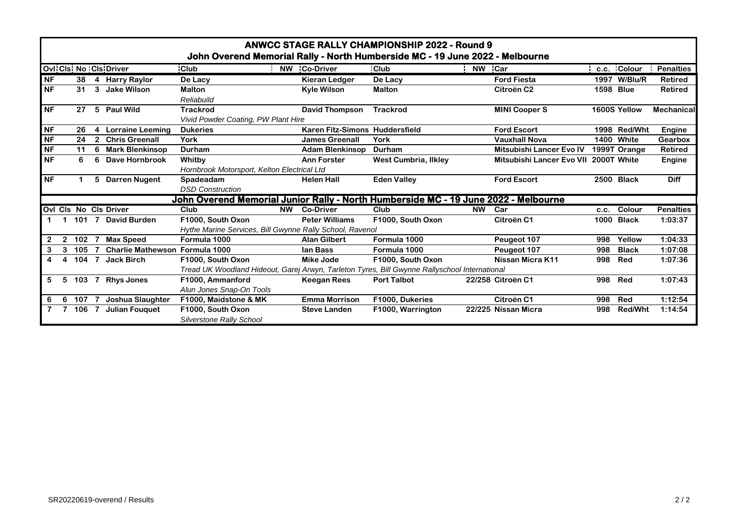## ANWCC STAGE RALLY CHAMPIONSHIP 2022 - Round 9

### John Overend Memorial Rally - North Humberside MC - 19 June 2022 - Melbourne

| Ovl | Cls | No | Cls | Driver | Club | NW | Co-Driver | Club | NW | Car | c.c. | Colour | Penalties |
|---|---|---|---|---|---|---|---|---|---|---|---|---|---|
| NF | | 38 | 4 | Harry Raylor | De Lacy | | Kieran Ledger | De Lacy | | Ford Fiesta | 1997 | W/Blu/R | Retired |
| NF | | 31 | 3 | Jake Wilson | Malton | | Kyle Wilson | Malton | | Citroën C2 | 1598 | Blue | Retired |
| | | | | | *Reliabuild* | | | | | | | | |
| NF | | 27 | 5 | Paul Wild | Trackrod | | David Thompson | Trackrod | | MINI Cooper S | 1600S | Yellow | Mechanical |
| | | | | | *Vivid Powder Coating, PW Plant Hire* | | | | | | | | |
| NF | | 26 | 4 | Lorraine Leeming | Dukeries | | Karen Fitz-Simons | Huddersfield | | Ford Escort | 1998 | Red/Wht | Engine |
| NF | | 24 | 2 | Chris Greenall | York | | James Greenall | York | | Vauxhall Nova | 1400 | White | Gearbox |
| NF | | 11 | 6 | Mark Blenkinsop | Durham | | Adam Blenkinsop | Durham | | Mitsubishi Lancer Evo IV | 1999T | Orange | Retired |
| NF | | 6 | 6 | Dave Hornbrook | Whitby | | Ann Forster | West Cumbria, Ilkley | | Mitsubishi Lancer Evo VII | 2000T | White | Engine |
| | | | | | *Hornbrook Motorsport, Kelton Electrical Ltd* | | | | | | | | |
| NF | | 1 | 5 | Darren Nugent | Spadeadam | | Helen Hall | Eden Valley | | Ford Escort | 2500 | Black | Diff |
| | | | | | *DSD Construction* | | | | | | | | |

### John Overend Memorial Junior Rally - North Humberside MC - 19 June 2022 - Melbourne

| Ovl | Cls | No | Cls | Driver | Club | NW | Co-Driver | Club | NW | Car | c.c. | Colour | Penalties |
|---|---|---|---|---|---|---|---|---|---|---|---|---|---|
| 1 | 1 | 101 | 7 | David Burden | F1000, South Oxon | | Peter Williams | F1000, South Oxon | | Citroën C1 | 1000 | Black | 1:03:37 |
| | | | | | *Hythe Marine Services, Bill Gwynne Rally School, Ravenol* | | | | | | | | |
| 2 | 2 | 102 | 7 | Max Speed | Formula 1000 | | Alan Gilbert | Formula 1000 | | Peugeot 107 | 998 | Yellow | 1:04:33 |
| 3 | 3 | 105 | 7 | Charlie Mathewson | Formula 1000 | | Ian Bass | Formula 1000 | | Peugeot 107 | 998 | Black | 1:07:08 |
| 4 | 4 | 104 | 7 | Jack Birch | F1000, South Oxon | | Mike Jode | F1000, South Oxon | | Nissan Micra K11 | 998 | Red | 1:07:36 |
| | | | | | *Tread UK Woodland Hideout, Garej Arwyn, Tarleton Tyres, Bill Gwynne Rallyschool International* | | | | | | | | |
| 5 | 5 | 103 | 7 | Rhys Jones | F1000, Ammanford | | Keegan Rees | Port Talbot | 22/258 | Citroën C1 | 998 | Red | 1:07:43 |
| | | | | | *Alun Jones Snap-On Tools* | | | | | | | | |
| 6 | 6 | 107 | 7 | Joshua Slaughter | F1000, Maidstone & MK | | Emma Morrison | F1000, Dukeries | | Citroën C1 | 998 | Red | 1:12:54 |
| 7 | 7 | 106 | 7 | Julian Fouquet | F1000, South Oxon | | Steve Landen | F1000, Warrington | 22/225 | Nissan Micra | 998 | Red/Wht | 1:14:54 |
| | | | | | *Silverstone Rally School* | | | | | | | | |